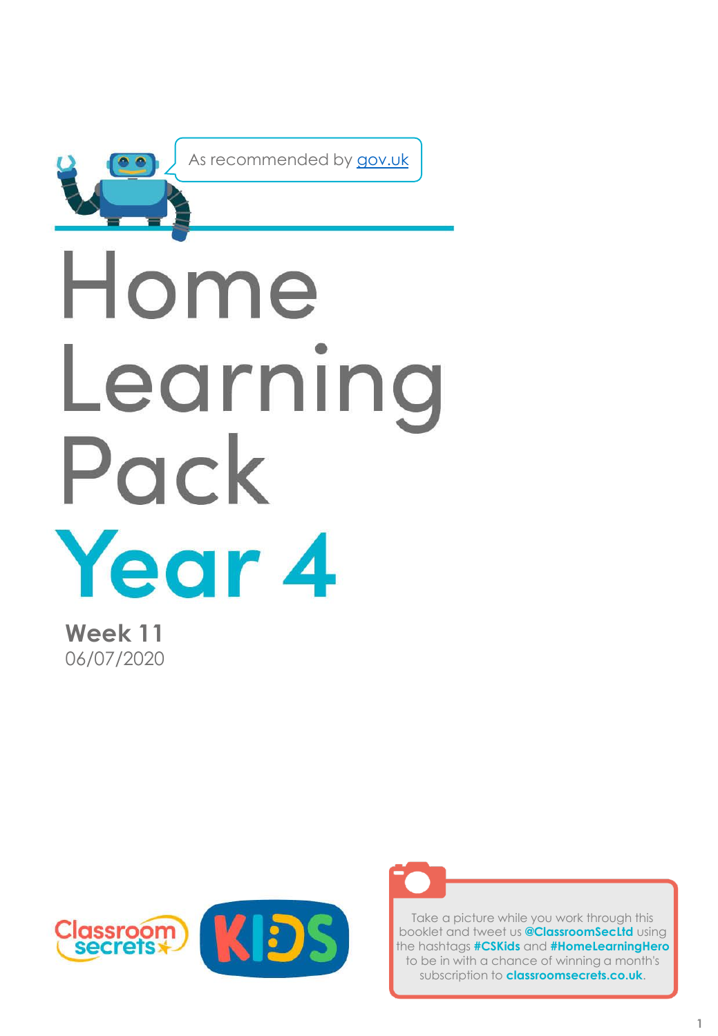As recommended by gov.uk

# Home Learning Pack

# Year 4

**Week 11**

06/07/2020

Classroom secrets KIDS

Take a picture while you work through this booklet and tweet us **@ClassroomSecLtd** using the hashtags **#CSKids** and **#HomeLearningHero** to be in with a chance of winning a month's subscription to **classroomsecrets.co.uk**.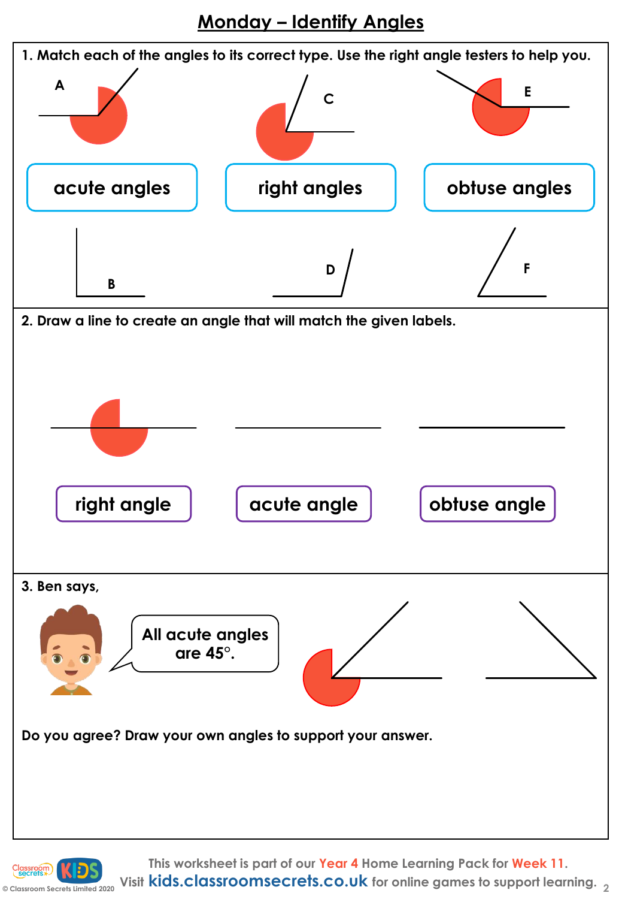# Monday – Identify Angles

1. Match each of the angles to its correct type. Use the right angle testers to help you.

A

C

E

acute angles

right angles

obtuse angles

B

D

F

2. Draw a line to create an angle that will match the given labels.

right angle

acute angle

obtuse angle

3. Ben says,

All acute angles are 45°.

Do you agree? Draw your own angles to support your answer.

This worksheet is part of our Year 4 Home Learning Pack for Week 11.
Visit kids.classroomsecrets.co.uk for online games to support learning.

© Classroom Secrets Limited 2020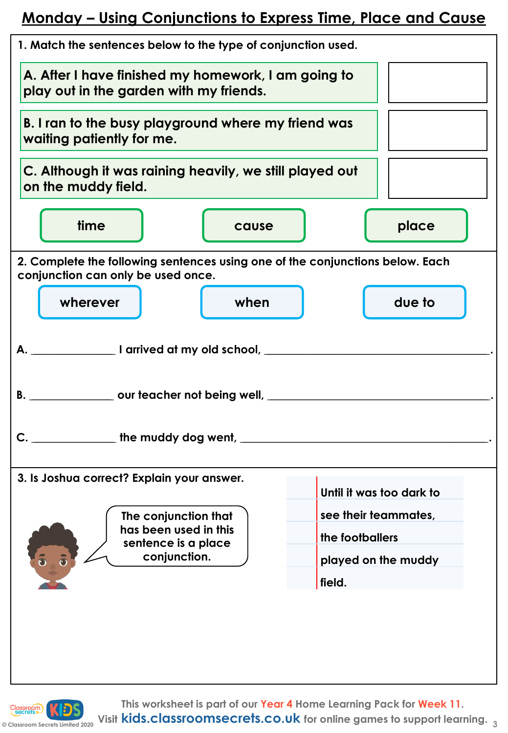# Monday – Using Conjunctions to Express Time, Place and Cause

1. Match the sentences below to the type of conjunction used.

A. After I have finished my homework, I am going to play out in the garden with my friends.

B. I ran to the busy playground where my friend was waiting patiently for me.

C. Although it was raining heavily, we still played out on the muddy field.

time | cause | place

2. Complete the following sentences using one of the conjunctions below. Each conjunction can only be used once.

wherever | when | due to

A. ______________ I arrived at my old school, ________________________________________.

B. ______________ our teacher not being well, ________________________________________.

C. ______________ the muddy dog went, ________________________________________.

3. Is Joshua correct? Explain your answer.

> The conjunction that has been used in this sentence is a place conjunction.

Until it was too dark to see their teammates, the footballers played on the muddy field.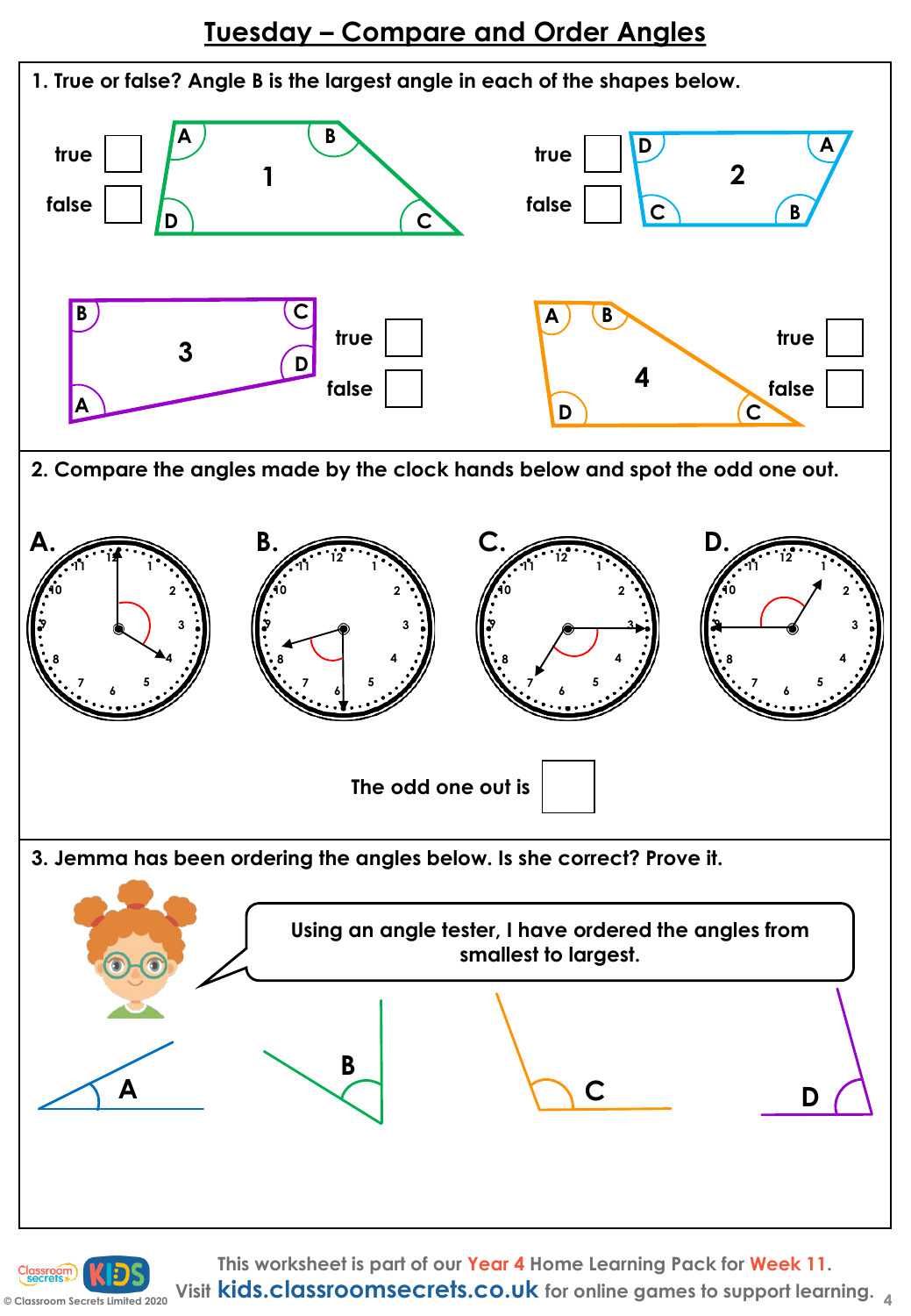# Tuesday – Compare and Order Angles

1. True or false? Angle B is the largest angle in each of the shapes below.

1 — true ☐ false ☐

2 — true ☐ false ☐

3 — true ☐ false ☐

4 — true ☐ false ☐

2. Compare the angles made by the clock hands below and spot the odd one out.

A. B. C. D.

The odd one out is ☐

3. Jemma has been ordering the angles below. Is she correct? Prove it.

Using an angle tester, I have ordered the angles from smallest to largest.

A B C D

This worksheet is part of our Year 4 Home Learning Pack for Week 11.
Visit kids.classroomsecrets.co.uk for online games to support learning.

© Classroom Secrets Limited 2020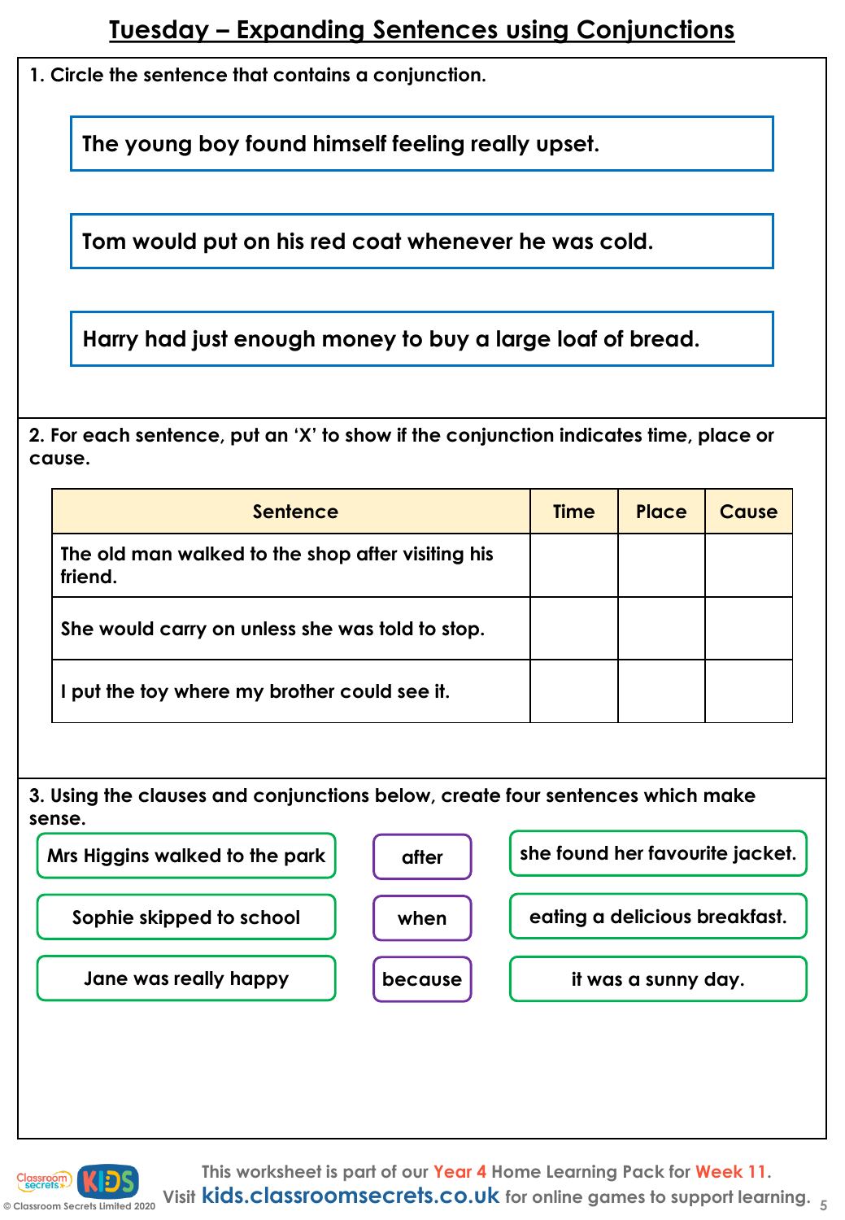# Tuesday – Expanding Sentences using Conjunctions

**1. Circle the sentence that contains a conjunction.**

The young boy found himself feeling really upset.

Tom would put on his red coat whenever he was cold.

Harry had just enough money to buy a large loaf of bread.

**2. For each sentence, put an 'X' to show if the conjunction indicates time, place or cause.**

| Sentence | Time | Place | Cause |
|---|---|---|---|
| The old man walked to the shop after visiting his friend. | | | |
| She would carry on unless she was told to stop. | | | |
| I put the toy where my brother could see it. | | | |

**3. Using the clauses and conjunctions below, create four sentences which make sense.**

| | | |
|---|---|---|
| Mrs Higgins walked to the park | after | she found her favourite jacket. |
| Sophie skipped to school | when | eating a delicious breakfast. |
| Jane was really happy | because | it was a sunny day. |

This worksheet is part of our Year 4 Home Learning Pack for Week 11. Visit kids.classroomsecrets.co.uk for online games to support learning.

© Classroom Secrets Limited 2020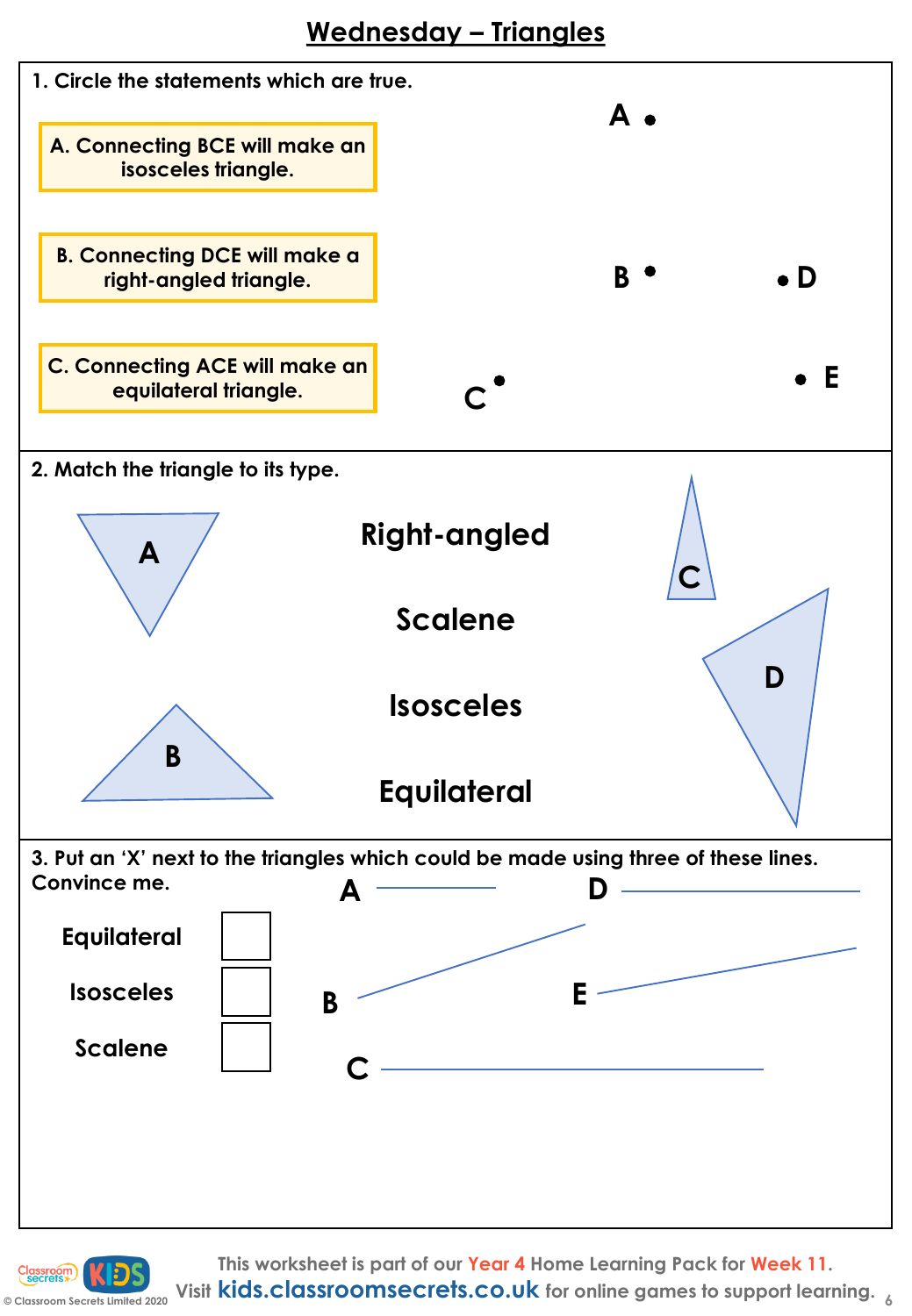# Wednesday – Triangles

1. Circle the statements which are true.

A. Connecting BCE will make an isosceles triangle.

B. Connecting DCE will make a right-angled triangle.

C. Connecting ACE will make an equilateral triangle.

A •

B •    • D

C •    • E

2. Match the triangle to its type.

A

B

Right-angled

Scalene

Isosceles

Equilateral

C

D

3. Put an 'X' next to the triangles which could be made using three of these lines. Convince me.

Equilateral ☐

Isosceles ☐

Scalene ☐

A

B

C

D

E

This worksheet is part of our Year 4 Home Learning Pack for Week 11.
Visit kids.classroomsecrets.co.uk for online games to support learning.

© Classroom Secrets Limited 2020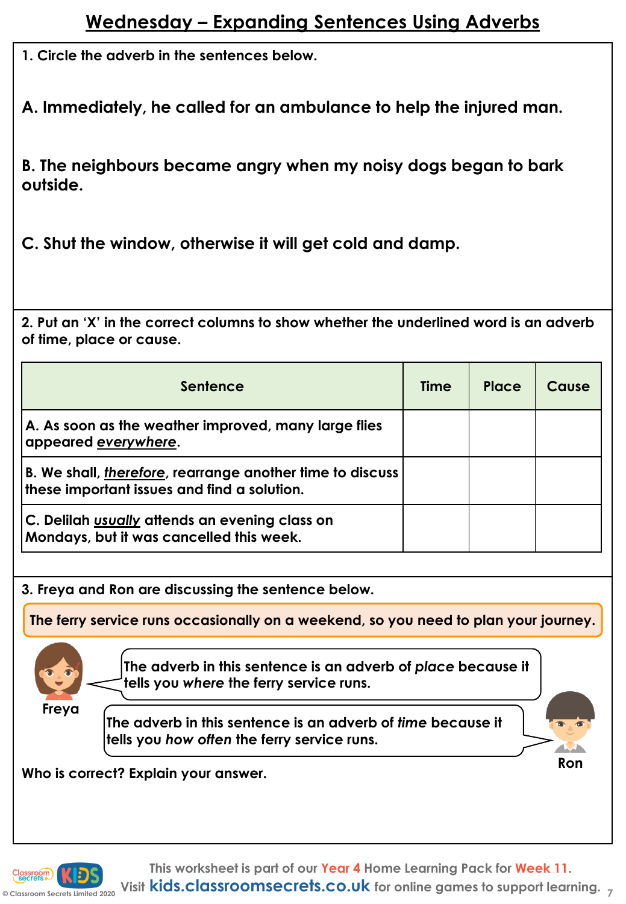# Wednesday – Expanding Sentences Using Adverbs

**1. Circle the adverb in the sentences below.**

**A. Immediately, he called for an ambulance to help the injured man.**

**B. The neighbours became angry when my noisy dogs began to bark outside.**

**C. Shut the window, otherwise it will get cold and damp.**

**2. Put an 'X' in the correct columns to show whether the underlined word is an adverb of time, place or cause.**

| Sentence | Time | Place | Cause |
|---|---|---|---|
| A. As soon as the weather improved, many large flies appeared *<u>everywhere</u>*. | | | |
| B. We shall, *<u>therefore</u>*, rearrange another time to discuss these important issues and find a solution. | | | |
| C. Delilah *<u>usually</u>* attends an evening class on Mondays, but it was cancelled this week. | | | |

**3. Freya and Ron are discussing the sentence below.**

**The ferry service runs occasionally on a weekend, so you need to plan your journey.**

**Freya:** The adverb in this sentence is an adverb of *place* because it tells you *where* the ferry service runs.

**Ron:** The adverb in this sentence is an adverb of *time* because it tells you *how often* the ferry service runs.

**Who is correct? Explain your answer.**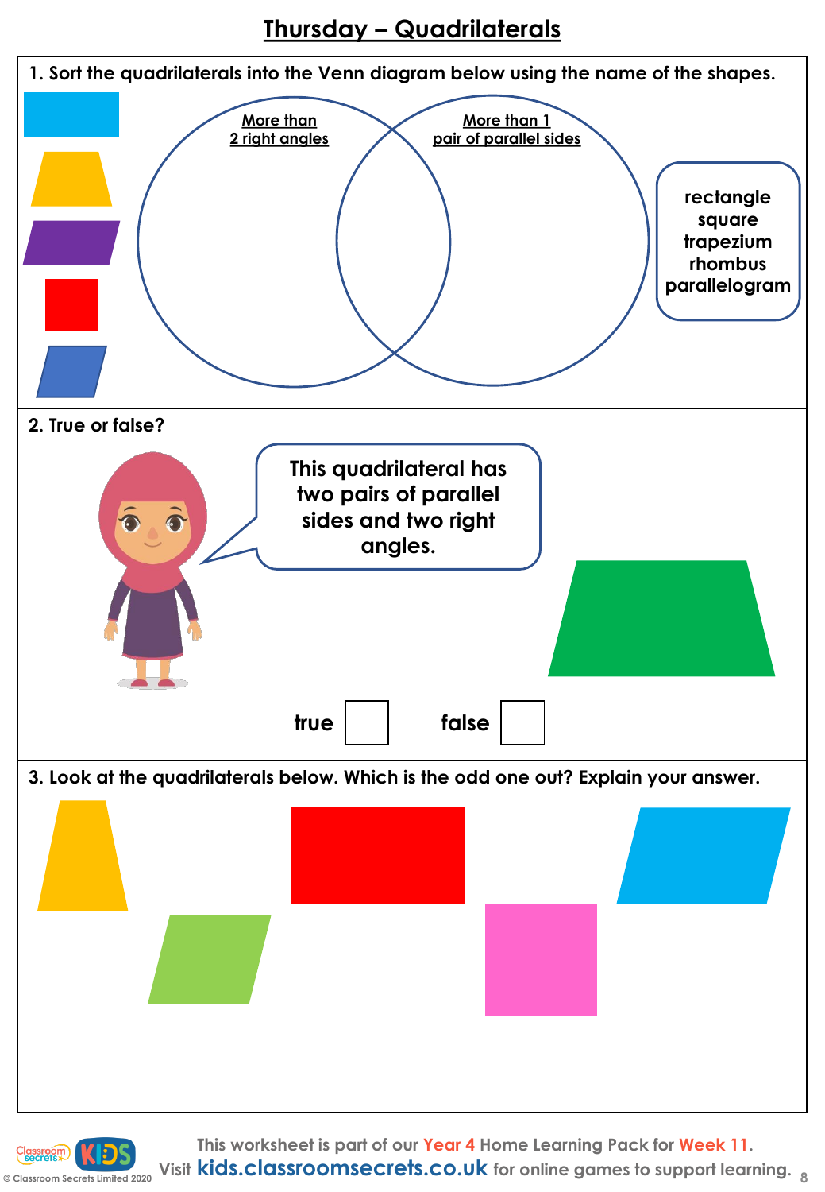# Thursday – Quadrilaterals

1. Sort the quadrilaterals into the Venn diagram below using the name of the shapes.

More than 2 right angles

More than 1 pair of parallel sides

rectangle
square
trapezium
rhombus
parallelogram

2. True or false?

This quadrilateral has two pairs of parallel sides and two right angles.

true ☐ false ☐

3. Look at the quadrilaterals below. Which is the odd one out? Explain your answer.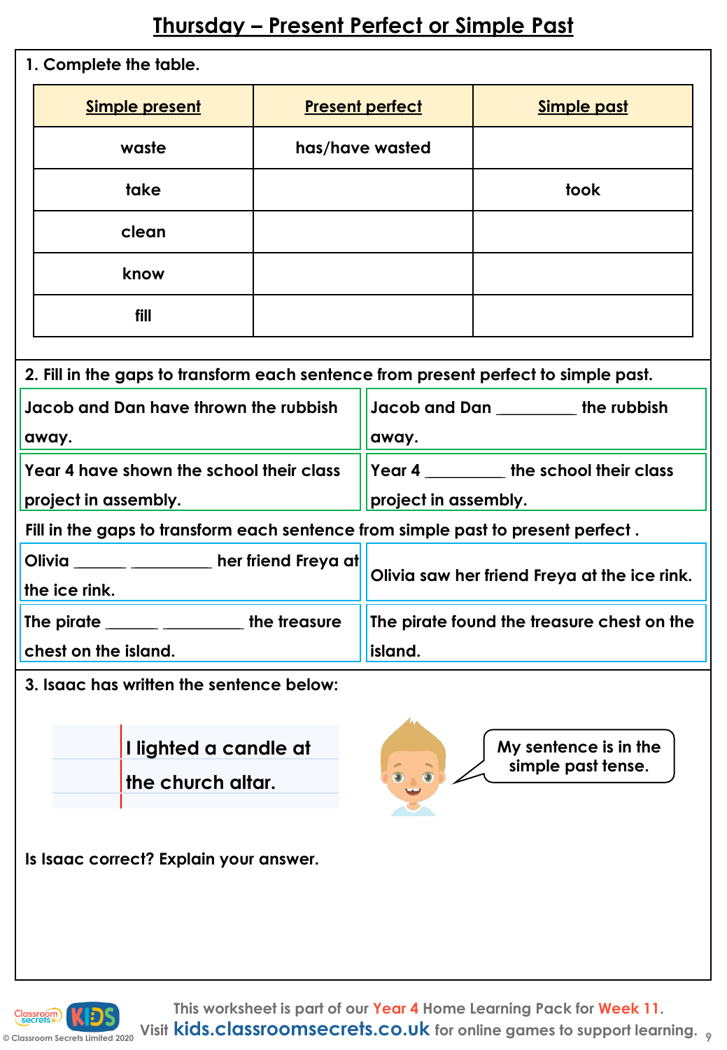# Thursday – Present Perfect or Simple Past

**1. Complete the table.**

| Simple present | Present perfect | Simple past |
|---|---|---|
| waste | has/have wasted | |
| take | | took |
| clean | | |
| know | | |
| fill | | |

**2. Fill in the gaps to transform each sentence from present perfect to simple past.**

| | |
|---|---|
| Jacob and Dan have thrown the rubbish away. | Jacob and Dan __________ the rubbish away. |
| Year 4 have shown the school their class project in assembly. | Year 4 __________ the school their class project in assembly. |

**Fill in the gaps to transform each sentence from simple past to present perfect .**

| | |
|---|---|
| Olivia ______ __________ her friend Freya at the ice rink. | Olivia saw her friend Freya at the ice rink. |
| The pirate ______ __________ the treasure chest on the island. | The pirate found the treasure chest on the island. |

**3. Isaac has written the sentence below:**

I lighted a candle at the church altar.

My sentence is in the simple past tense.

**Is Isaac correct? Explain your answer.**

This worksheet is part of our Year 4 Home Learning Pack for Week 11.
Visit kids.classroomsecrets.co.uk for online games to support learning.

© Classroom Secrets Limited 2020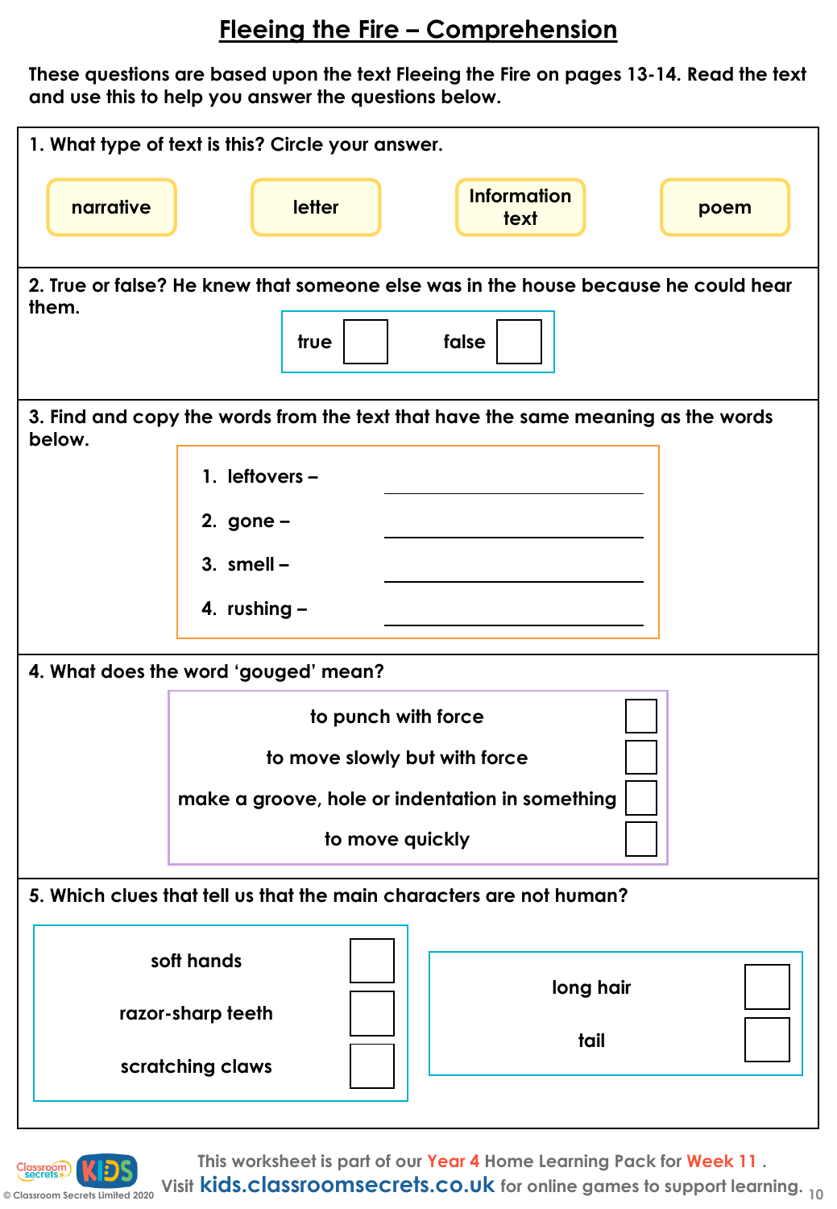# Fleeing the Fire – Comprehension

**These questions are based upon the text Fleeing the Fire on pages 13-14. Read the text and use this to help you answer the questions below.**

**1. What type of text is this? Circle your answer.**

narrative | letter | Information text | poem

**2. True or false? He knew that someone else was in the house because he could hear them.**

true ☐ false ☐

**3. Find and copy the words from the text that have the same meaning as the words below.**

1. leftovers – ____________________
2. gone – ____________________
3. smell – ____________________
4. rushing – ____________________

**4. What does the word 'gouged' mean?**

- to punch with force ☐
- to move slowly but with force ☐
- make a groove, hole or indentation in something ☐
- to move quickly ☐

**5. Which clues that tell us that the main characters are not human?**

- soft hands ☐
- razor-sharp teeth ☐
- scratching claws ☐
- long hair ☐
- tail ☐

This worksheet is part of our Year 4 Home Learning Pack for Week 11 .
Visit kids.classroomsecrets.co.uk for online games to support learning.

© Classroom Secrets Limited 2020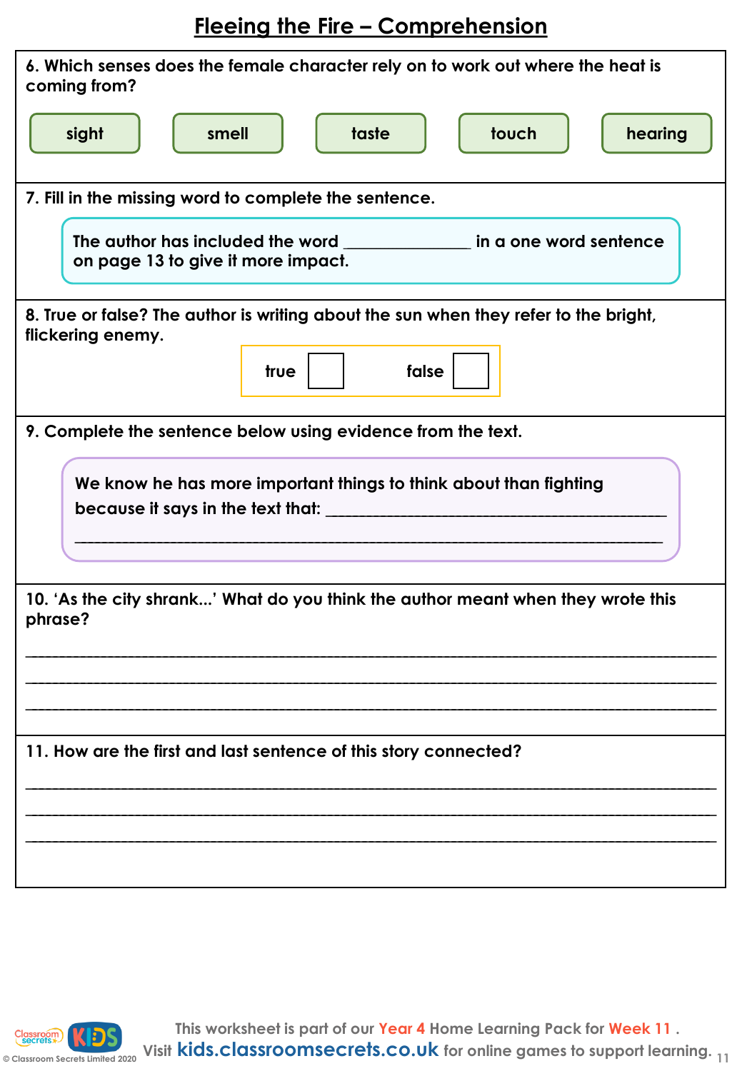# Fleeing the Fire – Comprehension

**6. Which senses does the female character rely on to work out where the heat is coming from?**

| sight | smell | taste | touch | hearing |
|---|---|---|---|---|

**7. Fill in the missing word to complete the sentence.**

The author has included the word ______________ in a one word sentence on page 13 to give it more impact.

**8. True or false? The author is writing about the sun when they refer to the bright, flickering enemy.**

true ☐  false ☐

**9. Complete the sentence below using evidence from the text.**

We know he has more important things to think about than fighting because it says in the text that: ___________________________________________

___________________________________________________________________________

**10. 'As the city shrank...' What do you think the author meant when they wrote this phrase?**

___________________________________________________________________________

___________________________________________________________________________

___________________________________________________________________________

**11. How are the first and last sentence of this story connected?**

___________________________________________________________________________

___________________________________________________________________________

___________________________________________________________________________

This worksheet is part of our Year 4 Home Learning Pack for Week 11 .
Visit kids.classroomsecrets.co.uk for online games to support learning.

© Classroom Secrets Limited 2020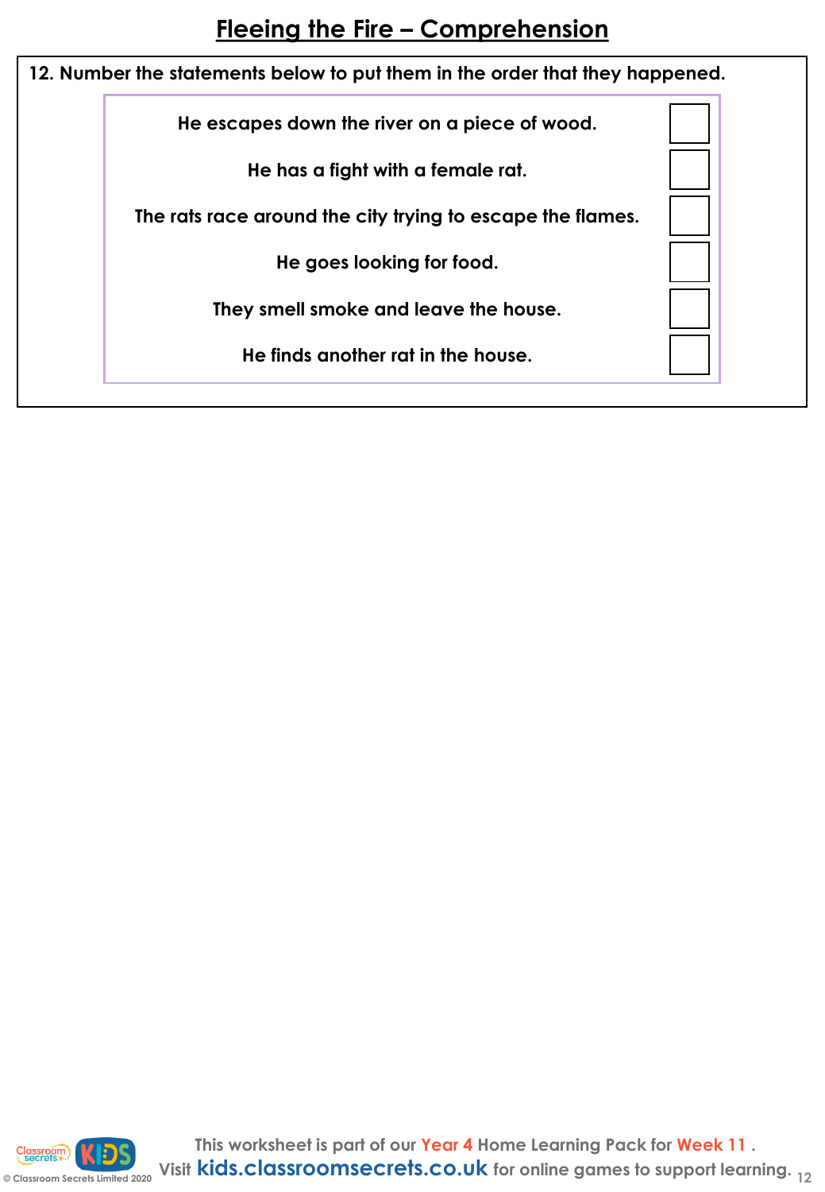# Fleeing the Fire – Comprehension

**12. Number the statements below to put them in the order that they happened.**

| Statement | |
|---|---|
| He escapes down the river on a piece of wood. | |
| He has a fight with a female rat. | |
| The rats race around the city trying to escape the flames. | |
| He goes looking for food. | |
| They smell smoke and leave the house. | |
| He finds another rat in the house. | |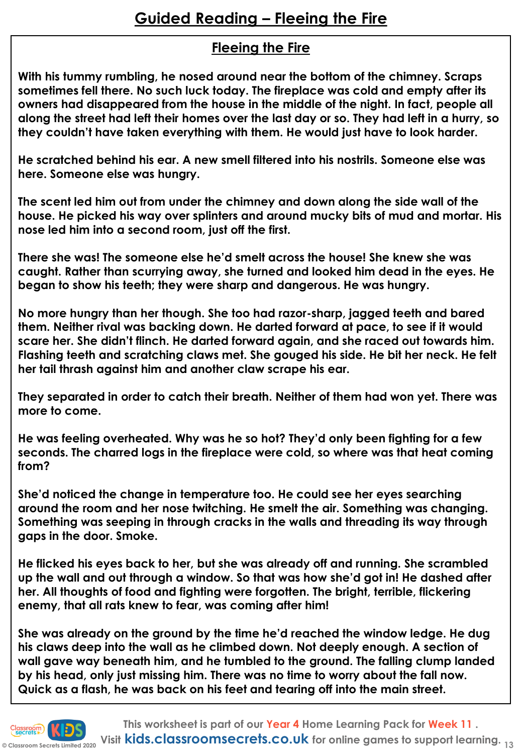# Guided Reading – Fleeing the Fire

## Fleeing the Fire

**With his tummy rumbling, he nosed around near the bottom of the chimney. Scraps sometimes fell there. No such luck today. The fireplace was cold and empty after its owners had disappeared from the house in the middle of the night. In fact, people all along the street had left their homes over the last day or so. They had left in a hurry, so they couldn't have taken everything with them. He would just have to look harder.**

**He scratched behind his ear. A new smell filtered into his nostrils. Someone else was here. Someone else was hungry.**

**The scent led him out from under the chimney and down along the side wall of the house. He picked his way over splinters and around mucky bits of mud and mortar. His nose led him into a second room, just off the first.**

**There she was! The someone else he'd smelt across the house! She knew she was caught. Rather than scurrying away, she turned and looked him dead in the eyes. He began to show his teeth; they were sharp and dangerous. He was hungry.**

**No more hungry than her though. She too had razor-sharp, jagged teeth and bared them. Neither rival was backing down. He darted forward at pace, to see if it would scare her. She didn't flinch. He darted forward again, and she raced out towards him. Flashing teeth and scratching claws met. She gouged his side. He bit her neck. He felt her tail thrash against him and another claw scrape his ear.**

**They separated in order to catch their breath. Neither of them had won yet. There was more to come.**

**He was feeling overheated. Why was he so hot? They'd only been fighting for a few seconds. The charred logs in the fireplace were cold, so where was that heat coming from?**

**She'd noticed the change in temperature too. He could see her eyes searching around the room and her nose twitching. He smelt the air. Something was changing. Something was seeping in through cracks in the walls and threading its way through gaps in the door. Smoke.**

**He flicked his eyes back to her, but she was already off and running. She scrambled up the wall and out through a window. So that was how she'd got in! He dashed after her. All thoughts of food and fighting were forgotten. The bright, terrible, flickering enemy, that all rats knew to fear, was coming after him!**

**She was already on the ground by the time he'd reached the window ledge. He dug his claws deep into the wall as he climbed down. Not deeply enough. A section of wall gave way beneath him, and he tumbled to the ground. The falling clump landed by his head, only just missing him. There was no time to worry about the fall now. Quick as a flash, he was back on his feet and tearing off into the main street.**

This worksheet is part of our Year 4 Home Learning Pack for Week 11. Visit kids.classroomsecrets.co.uk for online games to support learning.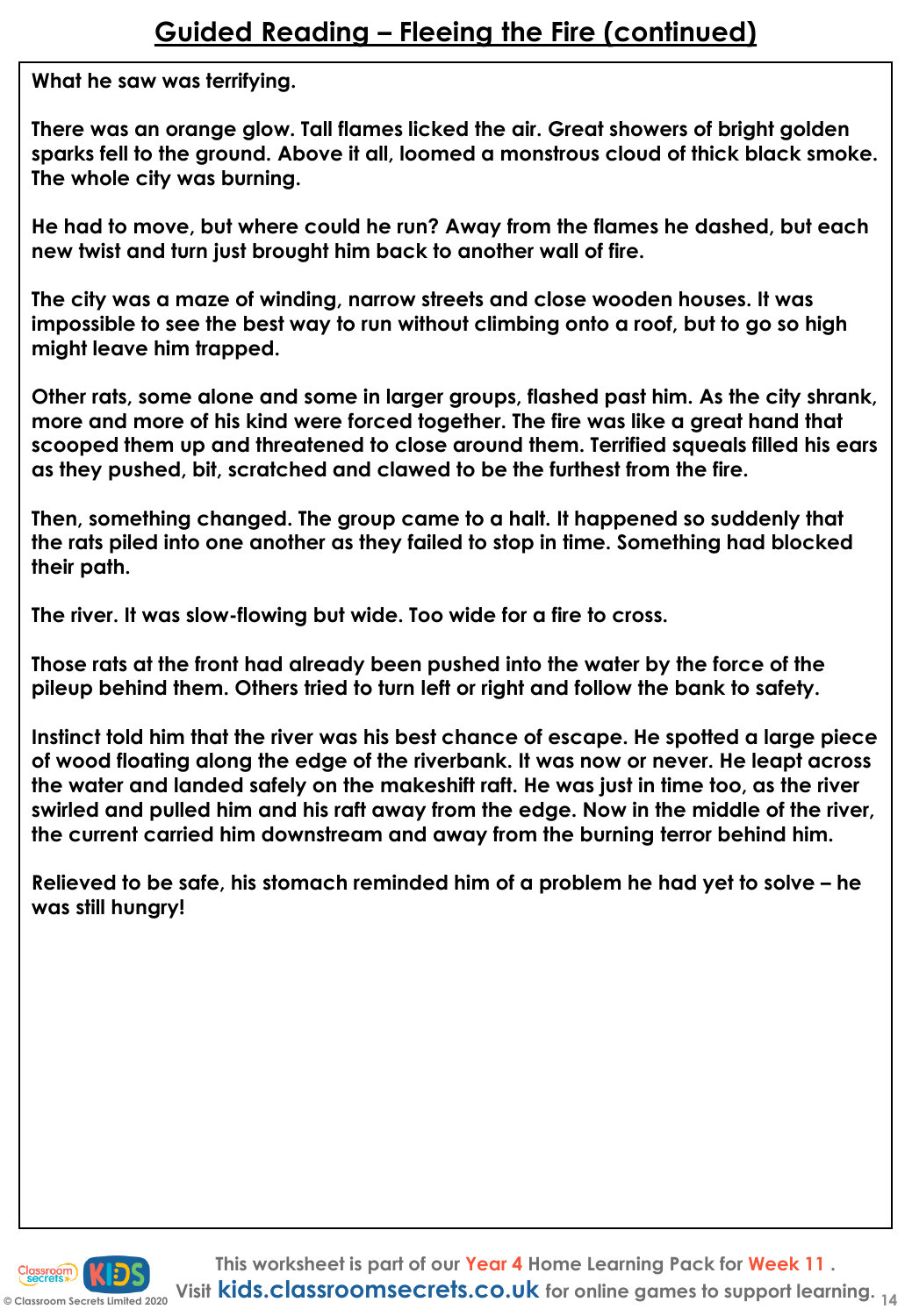# Guided Reading – Fleeing the Fire (continued)

**What he saw was terrifying.**

**There was an orange glow. Tall flames licked the air. Great showers of bright golden sparks fell to the ground. Above it all, loomed a monstrous cloud of thick black smoke. The whole city was burning.**

**He had to move, but where could he run? Away from the flames he dashed, but each new twist and turn just brought him back to another wall of fire.**

**The city was a maze of winding, narrow streets and close wooden houses. It was impossible to see the best way to run without climbing onto a roof, but to go so high might leave him trapped.**

**Other rats, some alone and some in larger groups, flashed past him. As the city shrank, more and more of his kind were forced together. The fire was like a great hand that scooped them up and threatened to close around them. Terrified squeals filled his ears as they pushed, bit, scratched and clawed to be the furthest from the fire.**

**Then, something changed. The group came to a halt. It happened so suddenly that the rats piled into one another as they failed to stop in time. Something had blocked their path.**

**The river. It was slow-flowing but wide. Too wide for a fire to cross.**

**Those rats at the front had already been pushed into the water by the force of the pileup behind them. Others tried to turn left or right and follow the bank to safety.**

**Instinct told him that the river was his best chance of escape. He spotted a large piece of wood floating along the edge of the riverbank. It was now or never. He leapt across the water and landed safely on the makeshift raft. He was just in time too, as the river swirled and pulled him and his raft away from the edge. Now in the middle of the river, the current carried him downstream and away from the burning terror behind him.**

**Relieved to be safe, his stomach reminded him of a problem he had yet to solve – he was still hungry!**